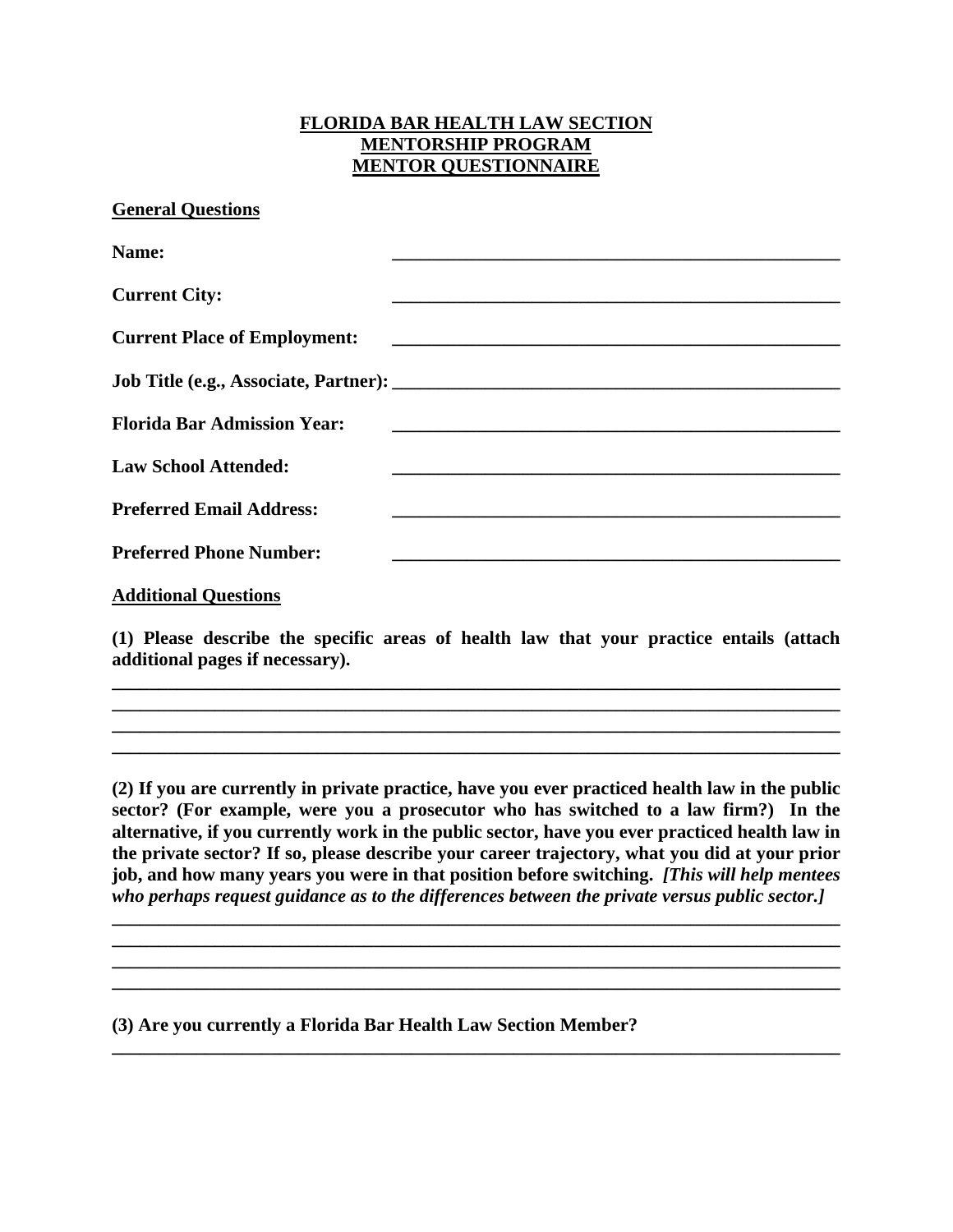# FLORIDA BAR HEALTH LAW SECTION
# MENTORSHIP PROGRAM
# MENTOR QUESTIONNAIRE

## General Questions

**Name:** ______________________________________________

**Current City:** ______________________________________________

**Current Place of Employment:** ______________________________________________

**Job Title (e.g., Associate, Partner):** ______________________________________________

**Florida Bar Admission Year:** ______________________________________________

**Law School Attended:** ______________________________________________

**Preferred Email Address:** ______________________________________________

**Preferred Phone Number:** ______________________________________________

## Additional Questions

**(1) Please describe the specific areas of health law that your practice entails (attach additional pages if necessary).**

______________________________________________________________________________
______________________________________________________________________________
______________________________________________________________________________
______________________________________________________________________________

**(2) If you are currently in private practice, have you ever practiced health law in the public sector? (For example, were you a prosecutor who has switched to a law firm?) In the alternative, if you currently work in the public sector, have you ever practiced health law in the private sector? If so, please describe your career trajectory, what you did at your prior job, and how many years you were in that position before switching.** ***[This will help mentees who perhaps request guidance as to the differences between the private versus public sector.]***

______________________________________________________________________________
______________________________________________________________________________
______________________________________________________________________________
______________________________________________________________________________

**(3) Are you currently a Florida Bar Health Law Section Member?**

______________________________________________________________________________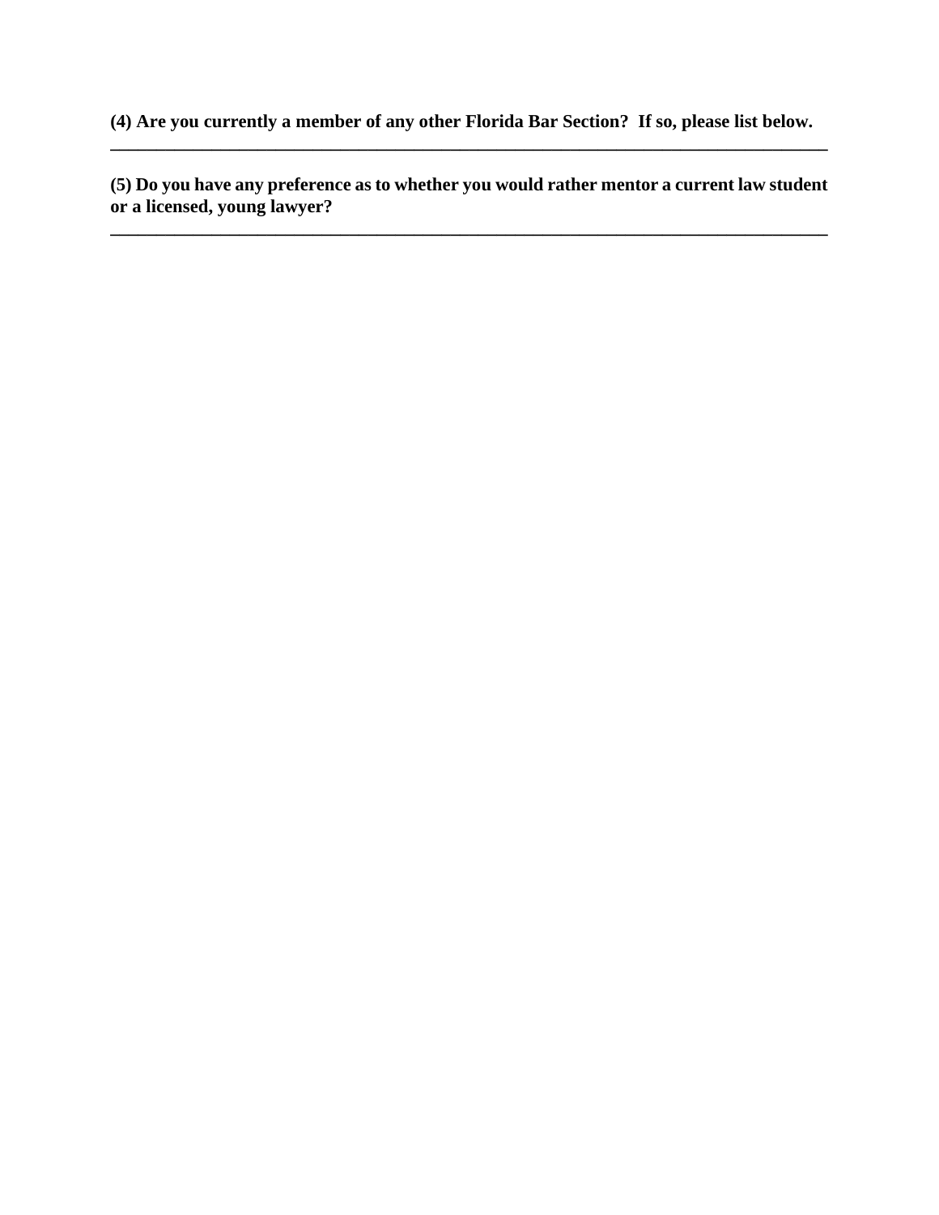**(4) Are you currently a member of any other Florida Bar Section? If so, please list below.**

\_\_\_\_\_\_\_\_\_\_\_\_\_\_\_\_\_\_\_\_\_\_\_\_\_\_\_\_\_\_\_\_\_\_\_\_\_\_\_\_\_\_\_\_\_\_\_\_\_\_\_\_\_\_\_\_\_\_\_\_\_\_\_\_\_\_\_\_\_\_\_\_\_\_\_\_\_\_

**(5) Do you have any preference as to whether you would rather mentor a current law student or a licensed, young lawyer?**

\_\_\_\_\_\_\_\_\_\_\_\_\_\_\_\_\_\_\_\_\_\_\_\_\_\_\_\_\_\_\_\_\_\_\_\_\_\_\_\_\_\_\_\_\_\_\_\_\_\_\_\_\_\_\_\_\_\_\_\_\_\_\_\_\_\_\_\_\_\_\_\_\_\_\_\_\_\_